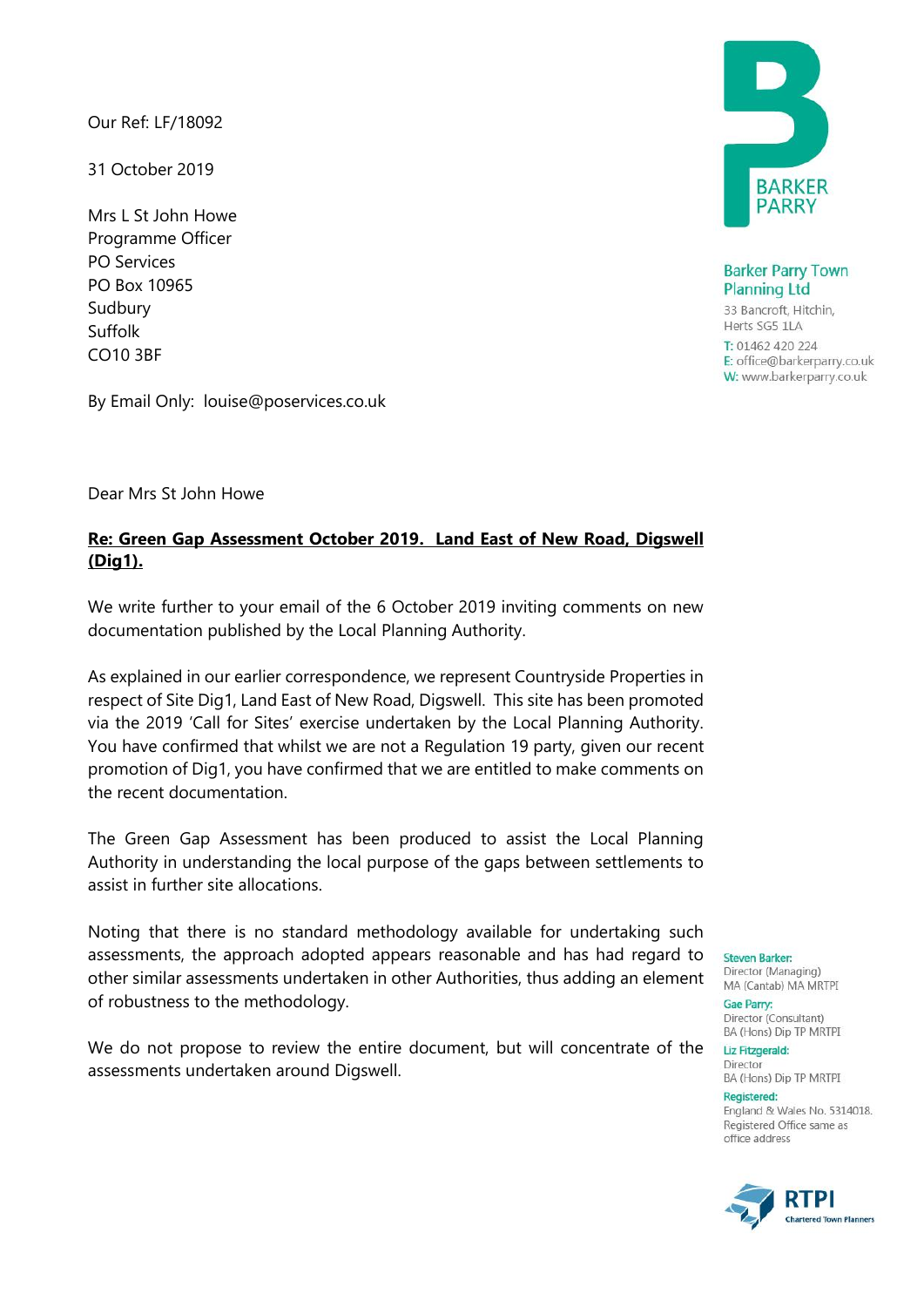Our Ref: LF/18092

31 October 2019

Mrs L St John Howe
Programme Officer
PO Services
PO Box 10965
Sudbury
Suffolk
CO10 3BF

By Email Only: louise@poservices.co.uk

**Barker Parry Town Planning Ltd**
33 Bancroft, Hitchin,
Herts SG5 1LA
T: 01462 420 224
E: office@barkerparry.co.uk
W: www.barkerparry.co.uk

Dear Mrs St John Howe

**<u>Re: Green Gap Assessment October 2019. Land East of New Road, Digswell (Dig1).</u>**

We write further to your email of the 6 October 2019 inviting comments on new documentation published by the Local Planning Authority.

As explained in our earlier correspondence, we represent Countryside Properties in respect of Site Dig1, Land East of New Road, Digswell. This site has been promoted via the 2019 'Call for Sites' exercise undertaken by the Local Planning Authority. You have confirmed that whilst we are not a Regulation 19 party, given our recent promotion of Dig1, you have confirmed that we are entitled to make comments on the recent documentation.

The Green Gap Assessment has been produced to assist the Local Planning Authority in understanding the local purpose of the gaps between settlements to assist in further site allocations.

Noting that there is no standard methodology available for undertaking such assessments, the approach adopted appears reasonable and has had regard to other similar assessments undertaken in other Authorities, thus adding an element of robustness to the methodology.

We do not propose to review the entire document, but will concentrate of the assessments undertaken around Digswell.

**Steven Barker:**
Director (Managing)
MA (Cantab) MA MRTPI

**Gae Parry:**
Director (Consultant)
BA (Hons) Dip TP MRTPI

**Liz Fitzgerald:**
Director
BA (Hons) Dip TP MRTPI

**Registered:**
England & Wales No. 5314018.
Registered Office same as office address

RTPI Chartered Town Planners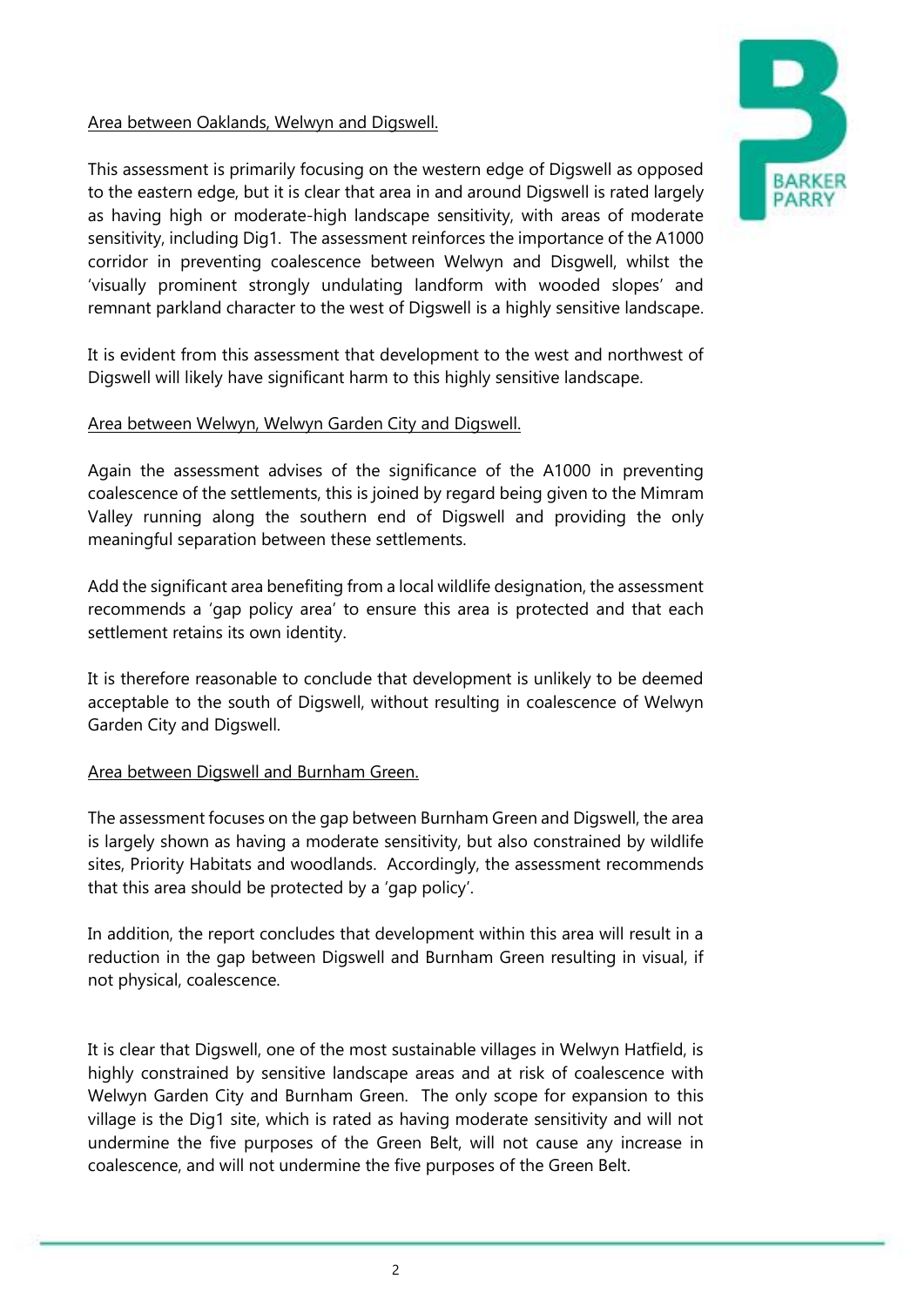Area between Oaklands, Welwyn and Digswell.

This assessment is primarily focusing on the western edge of Digswell as opposed to the eastern edge, but it is clear that area in and around Digswell is rated largely as having high or moderate-high landscape sensitivity, with areas of moderate sensitivity, including Dig1. The assessment reinforces the importance of the A1000 corridor in preventing coalescence between Welwyn and Disgwell, whilst the 'visually prominent strongly undulating landform with wooded slopes' and remnant parkland character to the west of Digswell is a highly sensitive landscape.

It is evident from this assessment that development to the west and northwest of Digswell will likely have significant harm to this highly sensitive landscape.

Area between Welwyn, Welwyn Garden City and Digswell.

Again the assessment advises of the significance of the A1000 in preventing coalescence of the settlements, this is joined by regard being given to the Mimram Valley running along the southern end of Digswell and providing the only meaningful separation between these settlements.

Add the significant area benefiting from a local wildlife designation, the assessment recommends a 'gap policy area' to ensure this area is protected and that each settlement retains its own identity.

It is therefore reasonable to conclude that development is unlikely to be deemed acceptable to the south of Digswell, without resulting in coalescence of Welwyn Garden City and Digswell.

Area between Digswell and Burnham Green.

The assessment focuses on the gap between Burnham Green and Digswell, the area is largely shown as having a moderate sensitivity, but also constrained by wildlife sites, Priority Habitats and woodlands. Accordingly, the assessment recommends that this area should be protected by a 'gap policy'.

In addition, the report concludes that development within this area will result in a reduction in the gap between Digswell and Burnham Green resulting in visual, if not physical, coalescence.

It is clear that Digswell, one of the most sustainable villages in Welwyn Hatfield, is highly constrained by sensitive landscape areas and at risk of coalescence with Welwyn Garden City and Burnham Green. The only scope for expansion to this village is the Dig1 site, which is rated as having moderate sensitivity and will not undermine the five purposes of the Green Belt, will not cause any increase in coalescence, and will not undermine the five purposes of the Green Belt.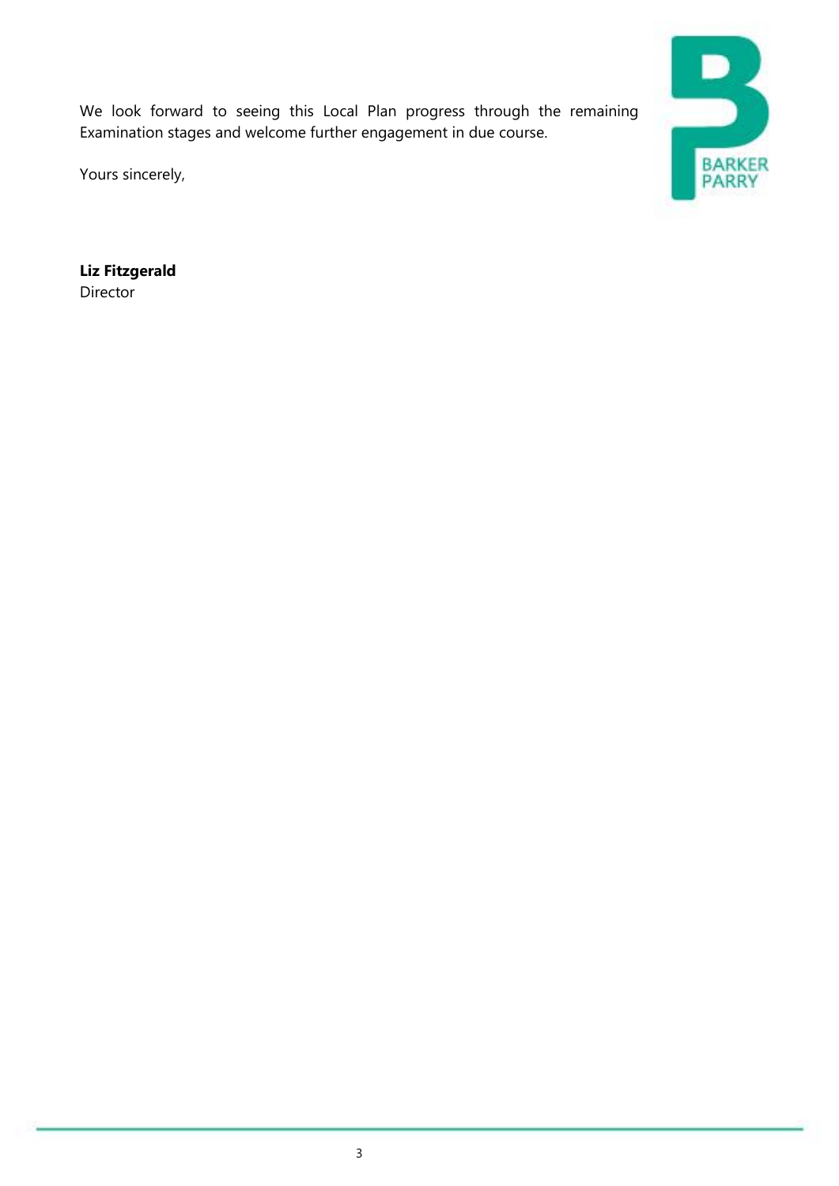We look forward to seeing this Local Plan progress through the remaining Examination stages and welcome further engagement in due course.

Yours sincerely,

**Liz Fitzgerald**
Director